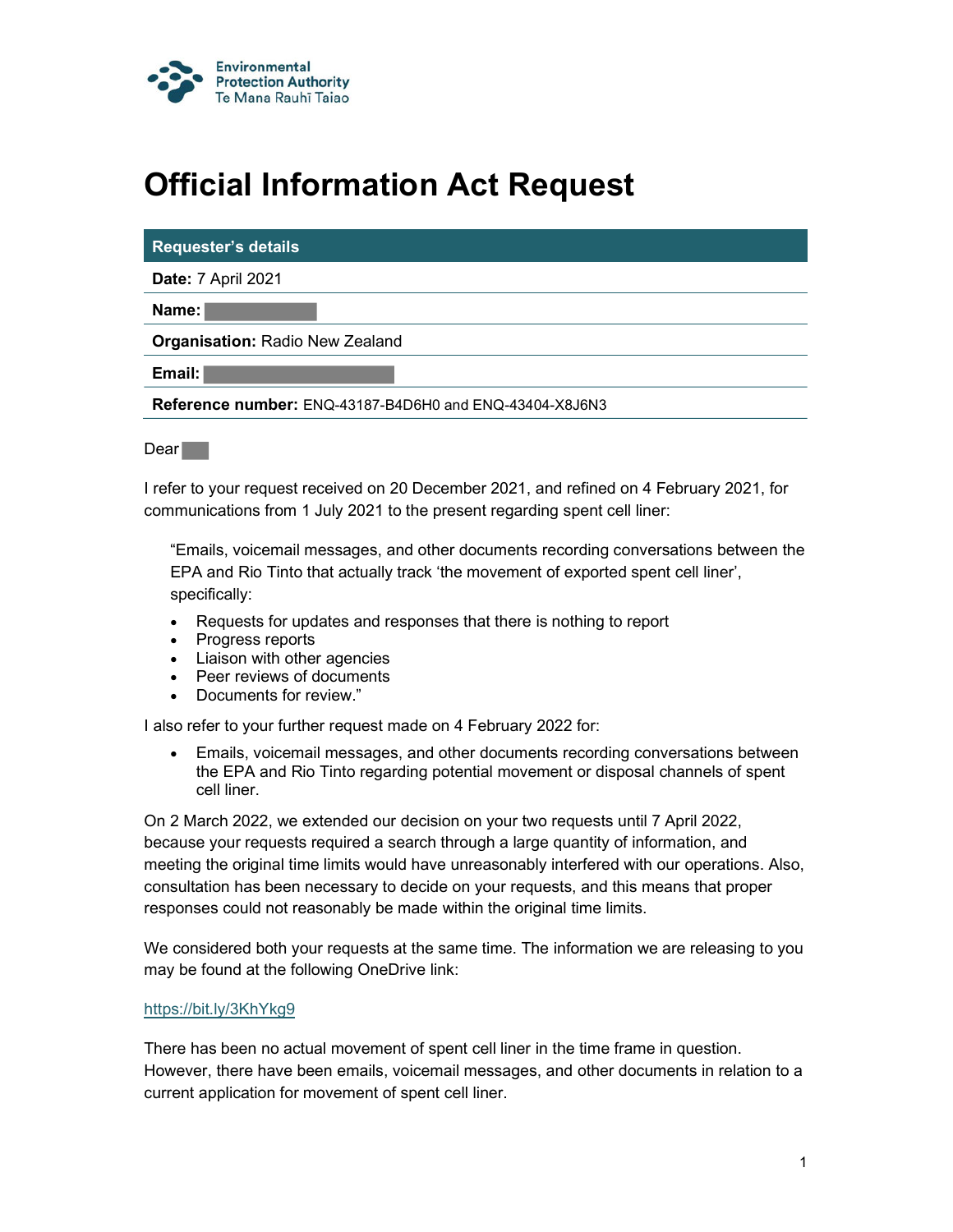Environmental Protection Authority
Te Mana Rauhī Taiao

# Official Information Act Request

| Requester's details |
|---|
| **Date:** 7 April 2021 |
| **Name:** |
| **Organisation:** Radio New Zealand |
| **Email:** |
| **Reference number:** ENQ-43187-B4D6H0 and ENQ-43404-X8J6N3 |

Dear

I refer to your request received on 20 December 2021, and refined on 4 February 2021, for communications from 1 July 2021 to the present regarding spent cell liner:

> "Emails, voicemail messages, and other documents recording conversations between the EPA and Rio Tinto that actually track 'the movement of exported spent cell liner', specifically:
>
> - Requests for updates and responses that there is nothing to report
> - Progress reports
> - Liaison with other agencies
> - Peer reviews of documents
> - Documents for review."

I also refer to your further request made on 4 February 2022 for:

- Emails, voicemail messages, and other documents recording conversations between the EPA and Rio Tinto regarding potential movement or disposal channels of spent cell liner.

On 2 March 2022, we extended our decision on your two requests until 7 April 2022, because your requests required a search through a large quantity of information, and meeting the original time limits would have unreasonably interfered with our operations. Also, consultation has been necessary to decide on your requests, and this means that proper responses could not reasonably be made within the original time limits.

We considered both your requests at the same time. The information we are releasing to you may be found at the following OneDrive link:

https://bit.ly/3KhYkg9

There has been no actual movement of spent cell liner in the time frame in question. However, there have been emails, voicemail messages, and other documents in relation to a current application for movement of spent cell liner.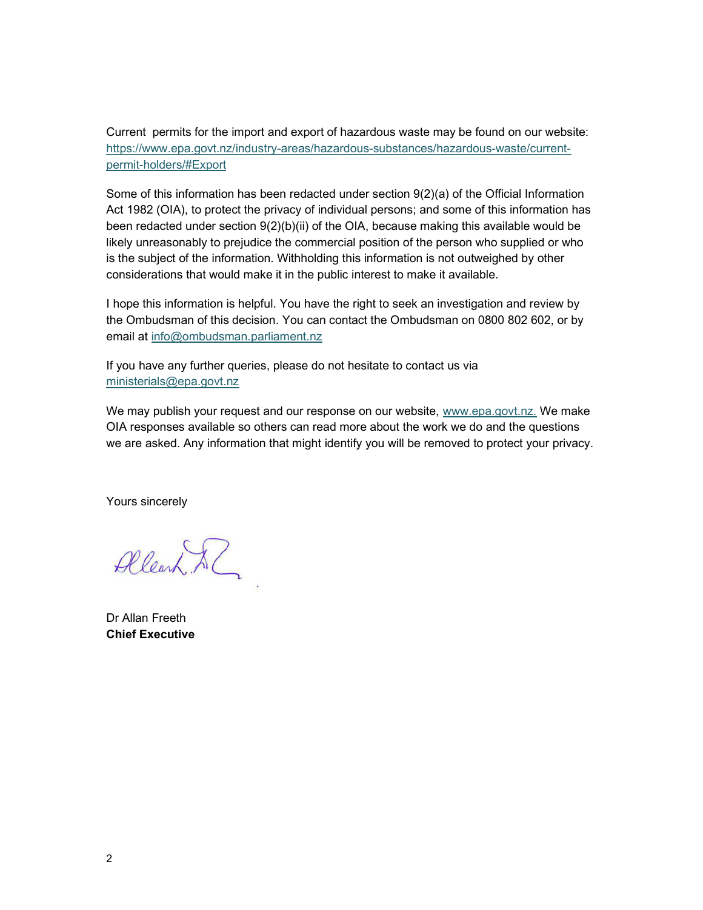Current permits for the import and export of hazardous waste may be found on our website: https://www.epa.govt.nz/industry-areas/hazardous-substances/hazardous-waste/current-permit-holders/#Export

Some of this information has been redacted under section 9(2)(a) of the Official Information Act 1982 (OIA), to protect the privacy of individual persons; and some of this information has been redacted under section 9(2)(b)(ii) of the OIA, because making this available would be likely unreasonably to prejudice the commercial position of the person who supplied or who is the subject of the information. Withholding this information is not outweighed by other considerations that would make it in the public interest to make it available.

I hope this information is helpful. You have the right to seek an investigation and review by the Ombudsman of this decision. You can contact the Ombudsman on 0800 802 602, or by email at info@ombudsman.parliament.nz

If you have any further queries, please do not hesitate to contact us via ministerials@epa.govt.nz

We may publish your request and our response on our website, www.epa.govt.nz. We make OIA responses available so others can read more about the work we do and the questions we are asked. Any information that might identify you will be removed to protect your privacy.

Yours sincerely

Dr Allan Freeth
**Chief Executive**